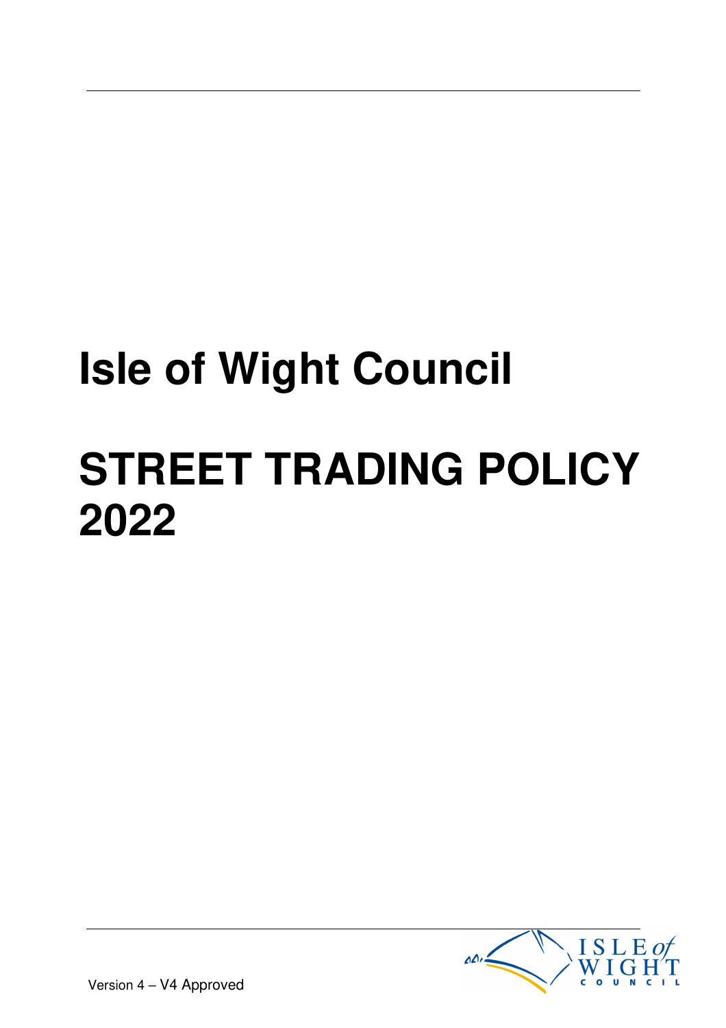# Isle of Wight Council

# STREET TRADING POLICY 2022

Version 4 – V4 Approved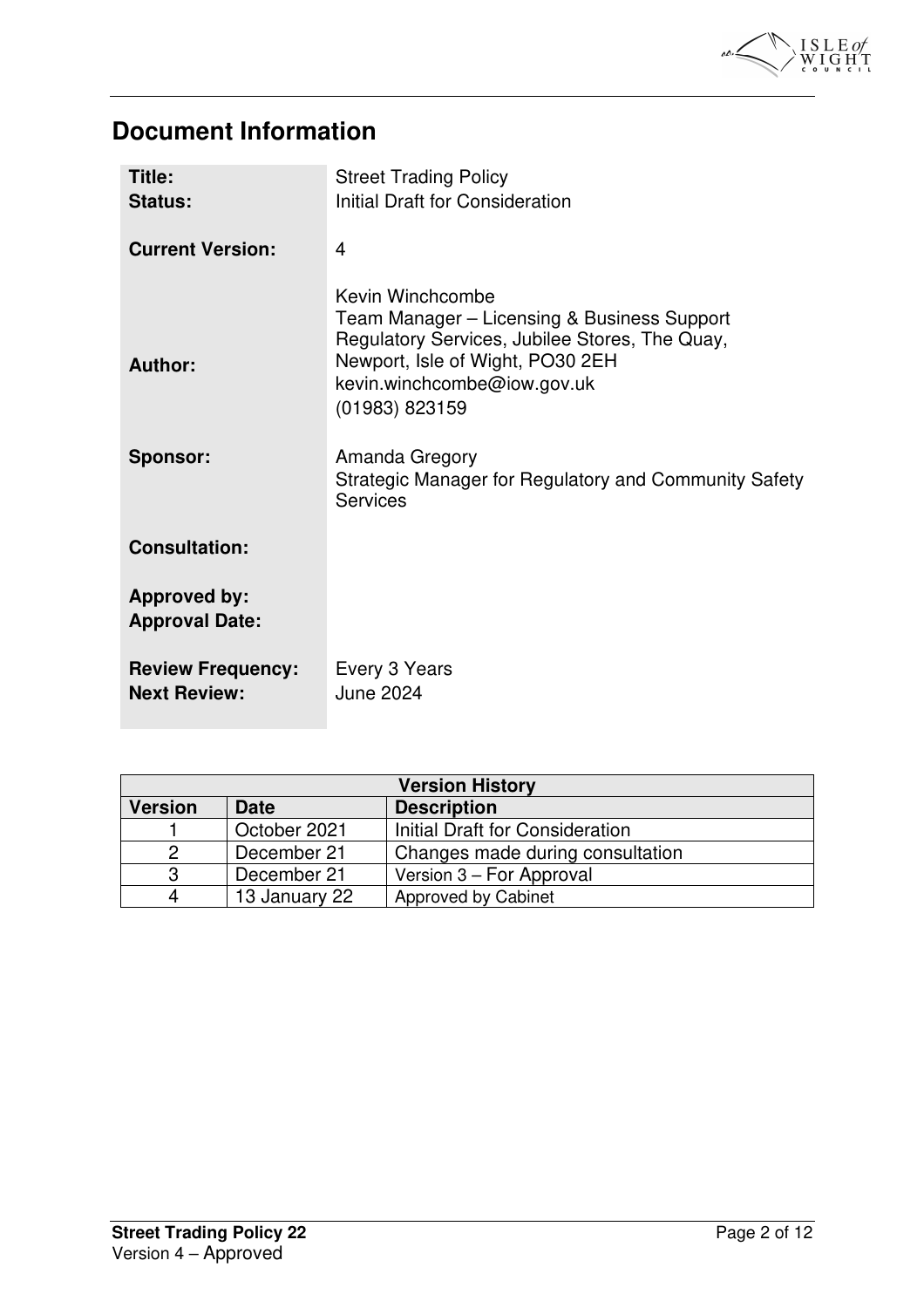# Document Information

| | |
|---|---|
| **Title:** | Street Trading Policy |
| **Status:** | Initial Draft for Consideration |
| **Current Version:** | 4 |
| **Author:** | Kevin Winchcombe<br>Team Manager – Licensing & Business Support<br>Regulatory Services, Jubilee Stores, The Quay, Newport, Isle of Wight, PO30 2EH<br>kevin.winchcombe@iow.gov.uk<br>(01983) 823159 |
| **Sponsor:** | Amanda Gregory<br>Strategic Manager for Regulatory and Community Safety Services |
| **Consultation:** | |
| **Approved by:** | |
| **Approval Date:** | |
| **Review Frequency:** | Every 3 Years |
| **Next Review:** | June 2024 |

| Version History | | |
|---|---|---|
| **Version** | **Date** | **Description** |
| 1 | October 2021 | Initial Draft for Consideration |
| 2 | December 21 | Changes made during consultation |
| 3 | December 21 | Version 3 – For Approval |
| 4 | 13 January 22 | Approved by Cabinet |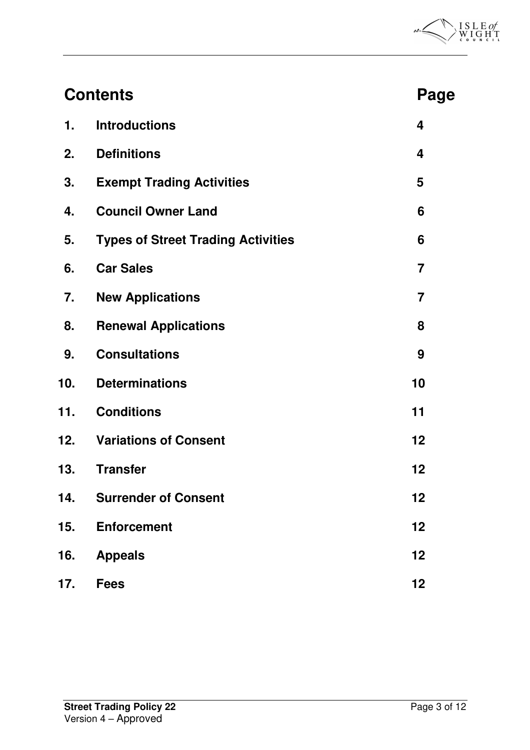## Contents

| | | Page |
|---|---|---|
| 1. | Introductions | 4 |
| 2. | Definitions | 4 |
| 3. | Exempt Trading Activities | 5 |
| 4. | Council Owner Land | 6 |
| 5. | Types of Street Trading Activities | 6 |
| 6. | Car Sales | 7 |
| 7. | New Applications | 7 |
| 8. | Renewal Applications | 8 |
| 9. | Consultations | 9 |
| 10. | Determinations | 10 |
| 11. | Conditions | 11 |
| 12. | Variations of Consent | 12 |
| 13. | Transfer | 12 |
| 14. | Surrender of Consent | 12 |
| 15. | Enforcement | 12 |
| 16. | Appeals | 12 |
| 17. | Fees | 12 |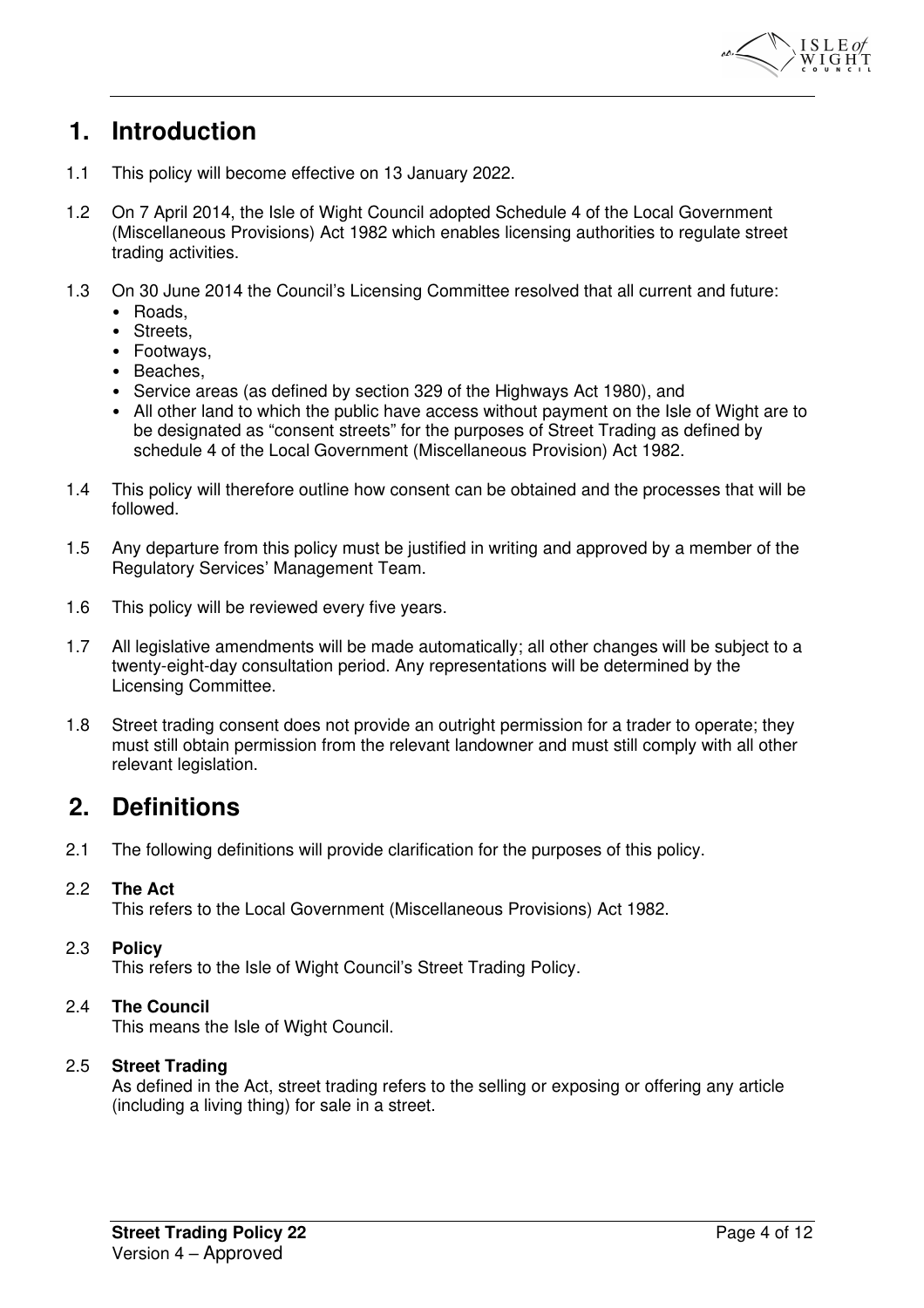## 1. Introduction

1.1 This policy will become effective on 13 January 2022.

1.2 On 7 April 2014, the Isle of Wight Council adopted Schedule 4 of the Local Government (Miscellaneous Provisions) Act 1982 which enables licensing authorities to regulate street trading activities.

1.3 On 30 June 2014 the Council's Licensing Committee resolved that all current and future:

- Roads,
- Streets,
- Footways,
- Beaches,
- Service areas (as defined by section 329 of the Highways Act 1980), and
- All other land to which the public have access without payment on the Isle of Wight are to be designated as "consent streets" for the purposes of Street Trading as defined by schedule 4 of the Local Government (Miscellaneous Provision) Act 1982.

1.4 This policy will therefore outline how consent can be obtained and the processes that will be followed.

1.5 Any departure from this policy must be justified in writing and approved by a member of the Regulatory Services' Management Team.

1.6 This policy will be reviewed every five years.

1.7 All legislative amendments will be made automatically; all other changes will be subject to a twenty-eight-day consultation period. Any representations will be determined by the Licensing Committee.

1.8 Street trading consent does not provide an outright permission for a trader to operate; they must still obtain permission from the relevant landowner and must still comply with all other relevant legislation.

## 2. Definitions

2.1 The following definitions will provide clarification for the purposes of this policy.

2.2 **The Act**
This refers to the Local Government (Miscellaneous Provisions) Act 1982.

2.3 **Policy**
This refers to the Isle of Wight Council's Street Trading Policy.

2.4 **The Council**
This means the Isle of Wight Council.

2.5 **Street Trading**
As defined in the Act, street trading refers to the selling or exposing or offering any article (including a living thing) for sale in a street.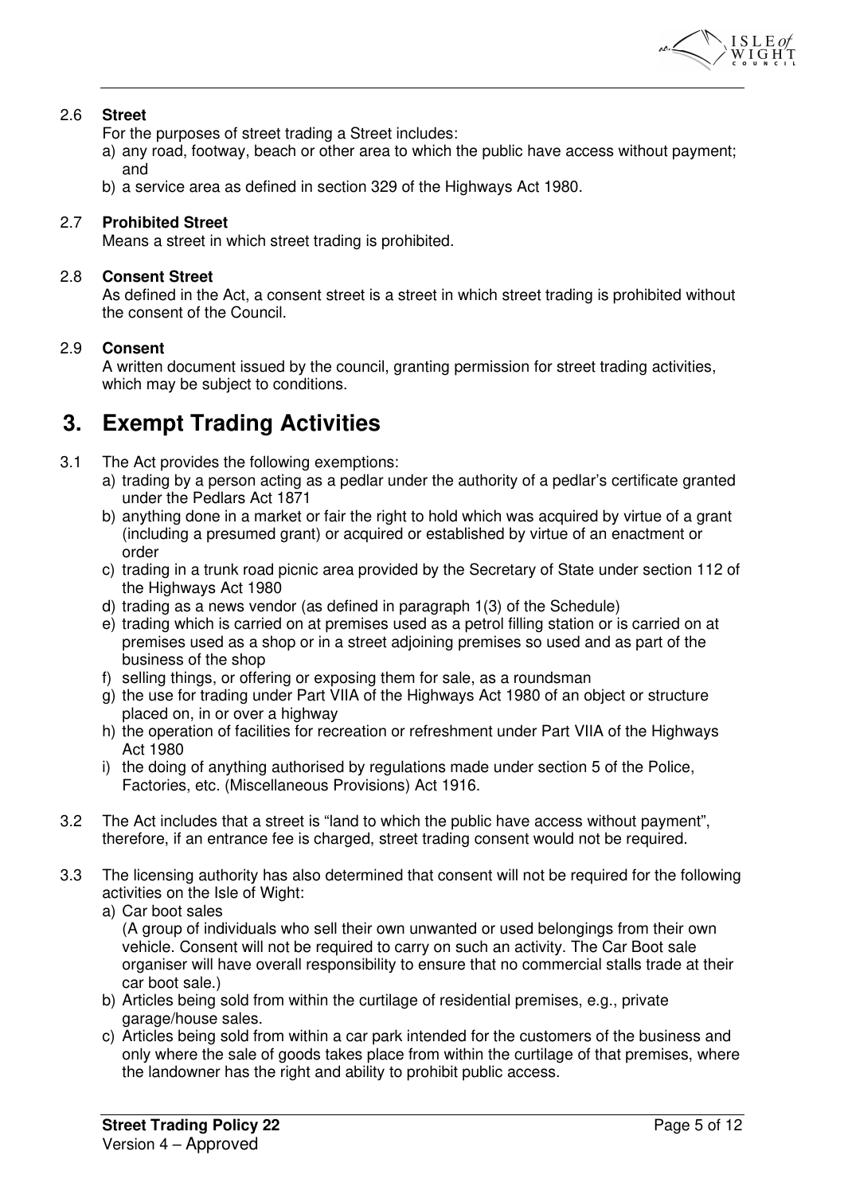2.6 **Street**

For the purposes of street trading a Street includes:

a) any road, footway, beach or other area to which the public have access without payment; and
b) a service area as defined in section 329 of the Highways Act 1980.

2.7 **Prohibited Street**

Means a street in which street trading is prohibited.

2.8 **Consent Street**

As defined in the Act, a consent street is a street in which street trading is prohibited without the consent of the Council.

2.9 **Consent**

A written document issued by the council, granting permission for street trading activities, which may be subject to conditions.

# 3. Exempt Trading Activities

3.1 The Act provides the following exemptions:

a) trading by a person acting as a pedlar under the authority of a pedlar's certificate granted under the Pedlars Act 1871
b) anything done in a market or fair the right to hold which was acquired by virtue of a grant (including a presumed grant) or acquired or established by virtue of an enactment or order
c) trading in a trunk road picnic area provided by the Secretary of State under section 112 of the Highways Act 1980
d) trading as a news vendor (as defined in paragraph 1(3) of the Schedule)
e) trading which is carried on at premises used as a petrol filling station or is carried on at premises used as a shop or in a street adjoining premises so used and as part of the business of the shop
f) selling things, or offering or exposing them for sale, as a roundsman
g) the use for trading under Part VIIA of the Highways Act 1980 of an object or structure placed on, in or over a highway
h) the operation of facilities for recreation or refreshment under Part VIIA of the Highways Act 1980
i) the doing of anything authorised by regulations made under section 5 of the Police, Factories, etc. (Miscellaneous Provisions) Act 1916.

3.2 The Act includes that a street is "land to which the public have access without payment", therefore, if an entrance fee is charged, street trading consent would not be required.

3.3 The licensing authority has also determined that consent will not be required for the following activities on the Isle of Wight:

a) Car boot sales
(A group of individuals who sell their own unwanted or used belongings from their own vehicle. Consent will not be required to carry on such an activity. The Car Boot sale organiser will have overall responsibility to ensure that no commercial stalls trade at their car boot sale.)
b) Articles being sold from within the curtilage of residential premises, e.g., private garage/house sales.
c) Articles being sold from within a car park intended for the customers of the business and only where the sale of goods takes place from within the curtilage of that premises, where the landowner has the right and ability to prohibit public access.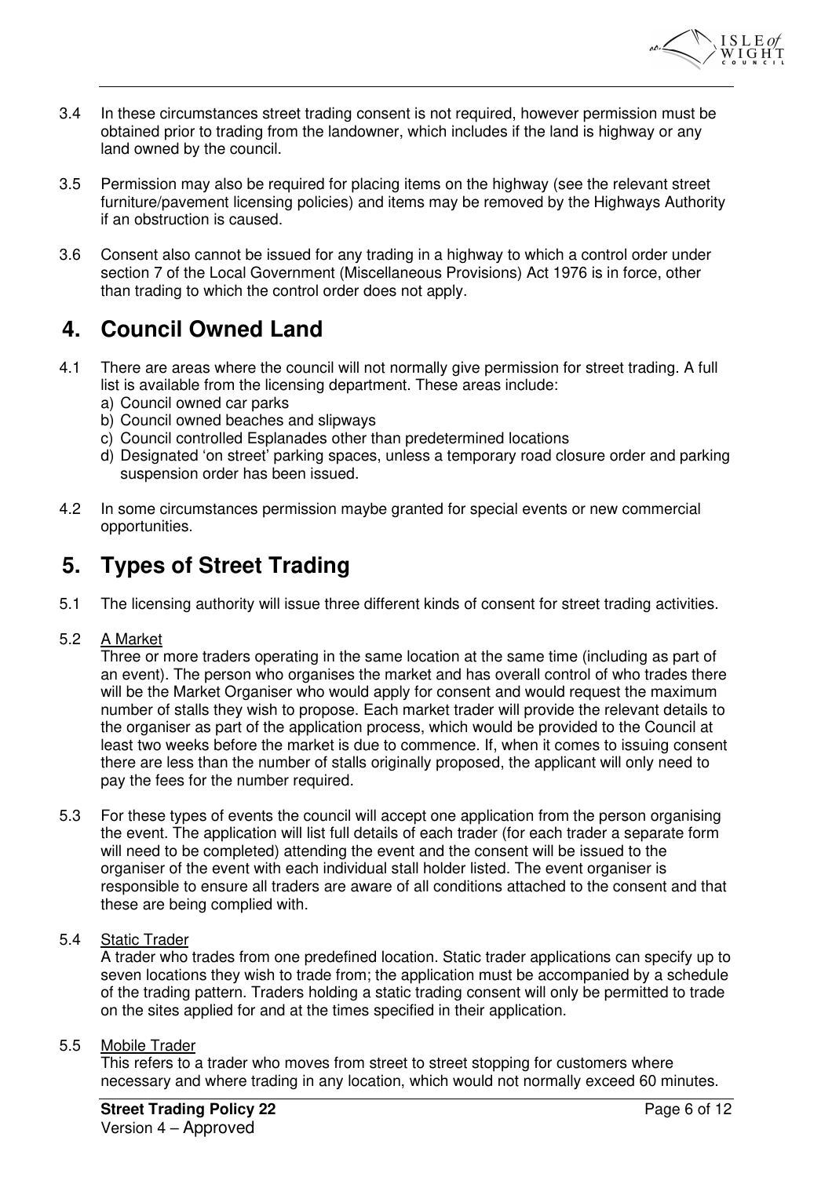3.4 In these circumstances street trading consent is not required, however permission must be obtained prior to trading from the landowner, which includes if the land is highway or any land owned by the council.

3.5 Permission may also be required for placing items on the highway (see the relevant street furniture/pavement licensing policies) and items may be removed by the Highways Authority if an obstruction is caused.

3.6 Consent also cannot be issued for any trading in a highway to which a control order under section 7 of the Local Government (Miscellaneous Provisions) Act 1976 is in force, other than trading to which the control order does not apply.

## 4. Council Owned Land

4.1 There are areas where the council will not normally give permission for street trading. A full list is available from the licensing department. These areas include:

a) Council owned car parks
b) Council owned beaches and slipways
c) Council controlled Esplanades other than predetermined locations
d) Designated 'on street' parking spaces, unless a temporary road closure order and parking suspension order has been issued.

4.2 In some circumstances permission maybe granted for special events or new commercial opportunities.

## 5. Types of Street Trading

5.1 The licensing authority will issue three different kinds of consent for street trading activities.

5.2 A Market

Three or more traders operating in the same location at the same time (including as part of an event). The person who organises the market and has overall control of who trades there will be the Market Organiser who would apply for consent and would request the maximum number of stalls they wish to propose. Each market trader will provide the relevant details to the organiser as part of the application process, which would be provided to the Council at least two weeks before the market is due to commence. If, when it comes to issuing consent there are less than the number of stalls originally proposed, the applicant will only need to pay the fees for the number required.

5.3 For these types of events the council will accept one application from the person organising the event. The application will list full details of each trader (for each trader a separate form will need to be completed) attending the event and the consent will be issued to the organiser of the event with each individual stall holder listed. The event organiser is responsible to ensure all traders are aware of all conditions attached to the consent and that these are being complied with.

5.4 Static Trader

A trader who trades from one predefined location. Static trader applications can specify up to seven locations they wish to trade from; the application must be accompanied by a schedule of the trading pattern. Traders holding a static trading consent will only be permitted to trade on the sites applied for and at the times specified in their application.

5.5 Mobile Trader

This refers to a trader who moves from street to street stopping for customers where necessary and where trading in any location, which would not normally exceed 60 minutes.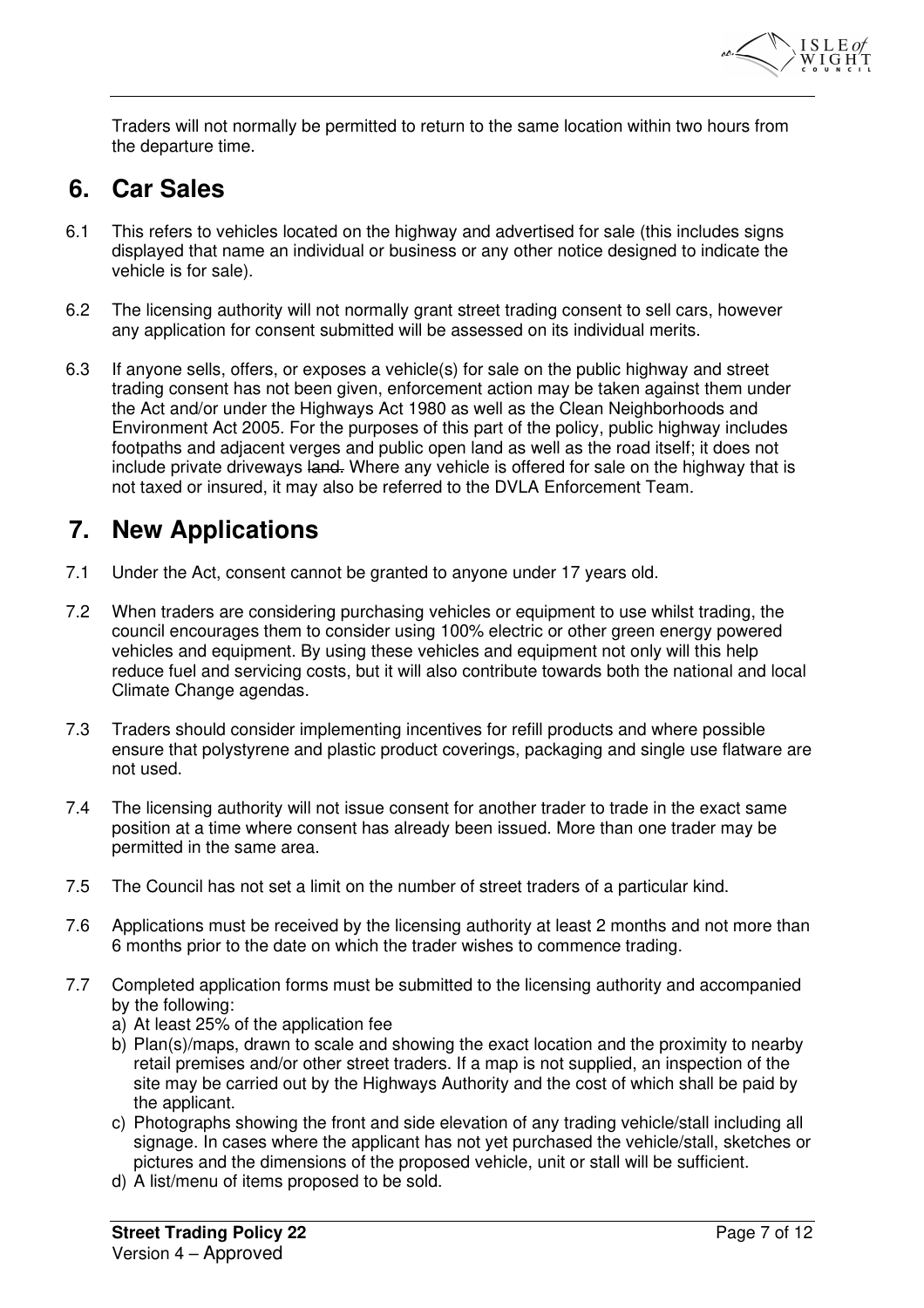Traders will not normally be permitted to return to the same location within two hours from the departure time.

## 6. Car Sales

6.1 This refers to vehicles located on the highway and advertised for sale (this includes signs displayed that name an individual or business or any other notice designed to indicate the vehicle is for sale).

6.2 The licensing authority will not normally grant street trading consent to sell cars, however any application for consent submitted will be assessed on its individual merits.

6.3 If anyone sells, offers, or exposes a vehicle(s) for sale on the public highway and street trading consent has not been given, enforcement action may be taken against them under the Act and/or under the Highways Act 1980 as well as the Clean Neighborhoods and Environment Act 2005. For the purposes of this part of the policy, public highway includes footpaths and adjacent verges and public open land as well as the road itself; it does not include private driveways ~~land.~~ Where any vehicle is offered for sale on the highway that is not taxed or insured, it may also be referred to the DVLA Enforcement Team.

## 7. New Applications

7.1 Under the Act, consent cannot be granted to anyone under 17 years old.

7.2 When traders are considering purchasing vehicles or equipment to use whilst trading, the council encourages them to consider using 100% electric or other green energy powered vehicles and equipment. By using these vehicles and equipment not only will this help reduce fuel and servicing costs, but it will also contribute towards both the national and local Climate Change agendas.

7.3 Traders should consider implementing incentives for refill products and where possible ensure that polystyrene and plastic product coverings, packaging and single use flatware are not used.

7.4 The licensing authority will not issue consent for another trader to trade in the exact same position at a time where consent has already been issued. More than one trader may be permitted in the same area.

7.5 The Council has not set a limit on the number of street traders of a particular kind.

7.6 Applications must be received by the licensing authority at least 2 months and not more than 6 months prior to the date on which the trader wishes to commence trading.

7.7 Completed application forms must be submitted to the licensing authority and accompanied by the following:

a) At least 25% of the application fee
b) Plan(s)/maps, drawn to scale and showing the exact location and the proximity to nearby retail premises and/or other street traders. If a map is not supplied, an inspection of the site may be carried out by the Highways Authority and the cost of which shall be paid by the applicant.
c) Photographs showing the front and side elevation of any trading vehicle/stall including all signage. In cases where the applicant has not yet purchased the vehicle/stall, sketches or pictures and the dimensions of the proposed vehicle, unit or stall will be sufficient.
d) A list/menu of items proposed to be sold.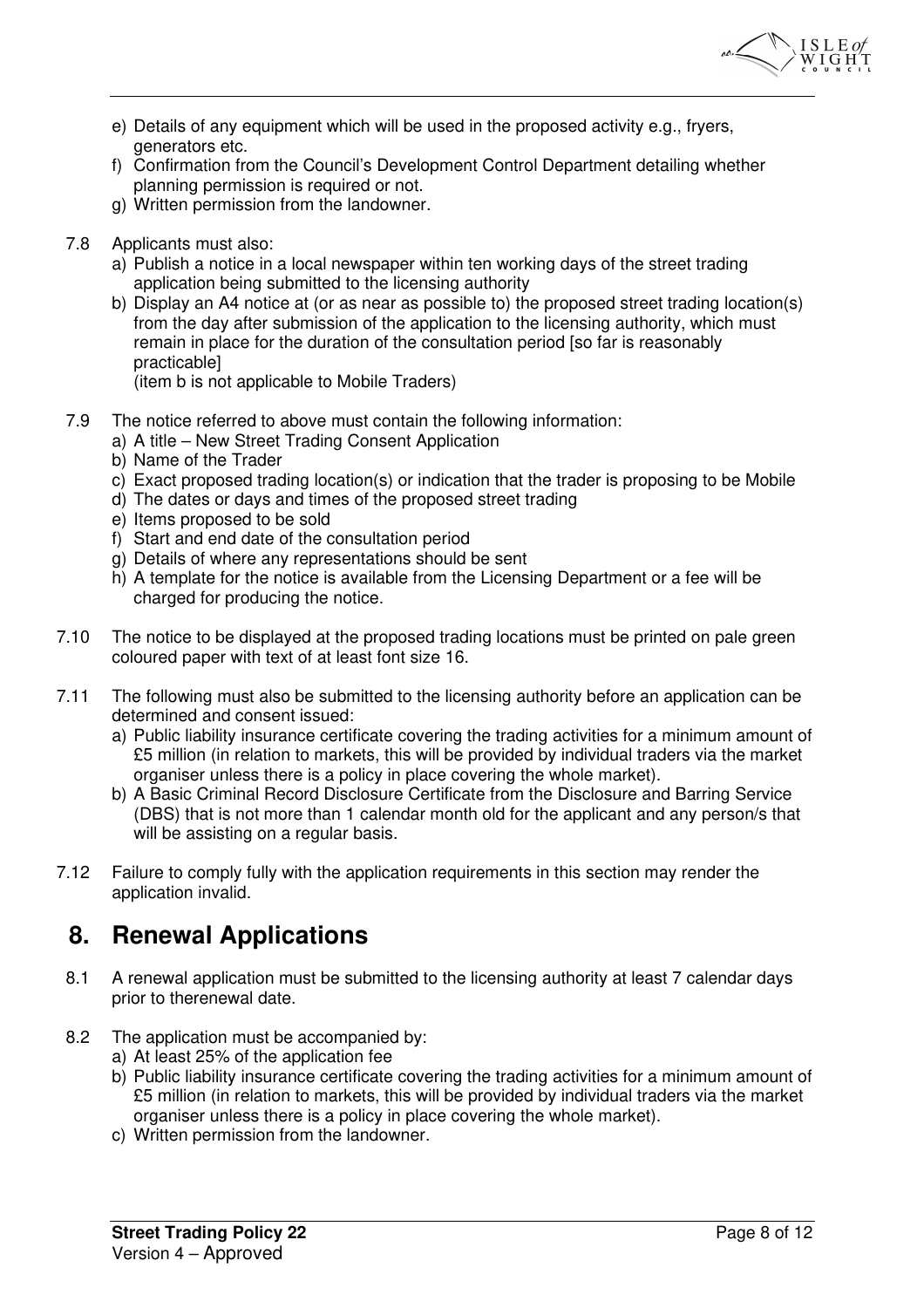e) Details of any equipment which will be used in the proposed activity e.g., fryers, generators etc.
f) Confirmation from the Council's Development Control Department detailing whether planning permission is required or not.
g) Written permission from the landowner.

7.8 Applicants must also:

a) Publish a notice in a local newspaper within ten working days of the street trading application being submitted to the licensing authority
b) Display an A4 notice at (or as near as possible to) the proposed street trading location(s) from the day after submission of the application to the licensing authority, which must remain in place for the duration of the consultation period [so far is reasonably practicable]

(item b is not applicable to Mobile Traders)

7.9 The notice referred to above must contain the following information:

a) A title – New Street Trading Consent Application
b) Name of the Trader
c) Exact proposed trading location(s) or indication that the trader is proposing to be Mobile
d) The dates or days and times of the proposed street trading
e) Items proposed to be sold
f) Start and end date of the consultation period
g) Details of where any representations should be sent
h) A template for the notice is available from the Licensing Department or a fee will be charged for producing the notice.

7.10 The notice to be displayed at the proposed trading locations must be printed on pale green coloured paper with text of at least font size 16.

7.11 The following must also be submitted to the licensing authority before an application can be determined and consent issued:

a) Public liability insurance certificate covering the trading activities for a minimum amount of £5 million (in relation to markets, this will be provided by individual traders via the market organiser unless there is a policy in place covering the whole market).
b) A Basic Criminal Record Disclosure Certificate from the Disclosure and Barring Service (DBS) that is not more than 1 calendar month old for the applicant and any person/s that will be assisting on a regular basis.

7.12 Failure to comply fully with the application requirements in this section may render the application invalid.

## 8. Renewal Applications

8.1 A renewal application must be submitted to the licensing authority at least 7 calendar days prior to therenewal date.

8.2 The application must be accompanied by:

a) At least 25% of the application fee
b) Public liability insurance certificate covering the trading activities for a minimum amount of £5 million (in relation to markets, this will be provided by individual traders via the market organiser unless there is a policy in place covering the whole market).
c) Written permission from the landowner.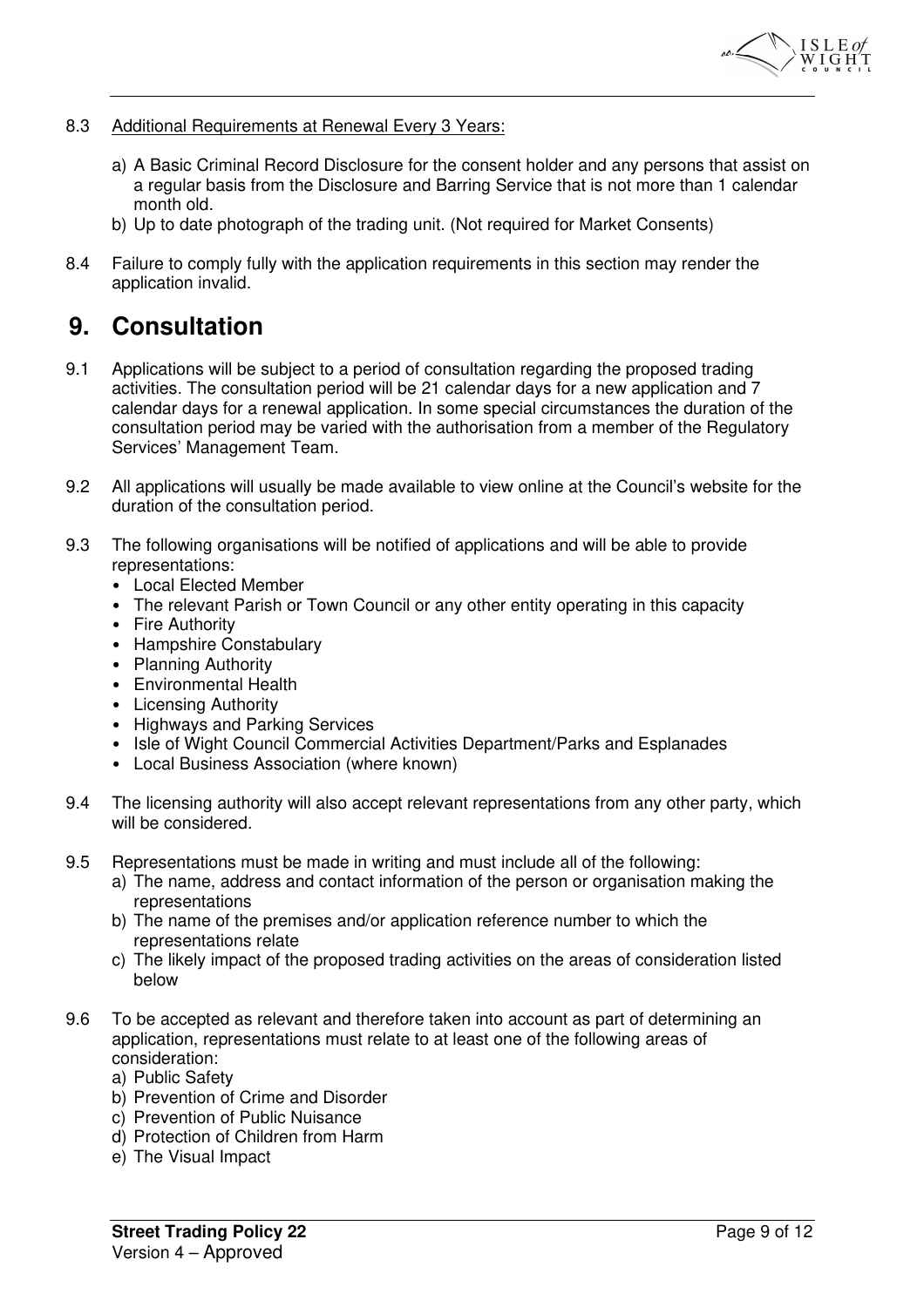8.3 Additional Requirements at Renewal Every 3 Years:

a) A Basic Criminal Record Disclosure for the consent holder and any persons that assist on a regular basis from the Disclosure and Barring Service that is not more than 1 calendar month old.
b) Up to date photograph of the trading unit. (Not required for Market Consents)

8.4 Failure to comply fully with the application requirements in this section may render the application invalid.

# 9. Consultation

9.1 Applications will be subject to a period of consultation regarding the proposed trading activities. The consultation period will be 21 calendar days for a new application and 7 calendar days for a renewal application. In some special circumstances the duration of the consultation period may be varied with the authorisation from a member of the Regulatory Services' Management Team.

9.2 All applications will usually be made available to view online at the Council's website for the duration of the consultation period.

9.3 The following organisations will be notified of applications and will be able to provide representations:

- Local Elected Member
- The relevant Parish or Town Council or any other entity operating in this capacity
- Fire Authority
- Hampshire Constabulary
- Planning Authority
- Environmental Health
- Licensing Authority
- Highways and Parking Services
- Isle of Wight Council Commercial Activities Department/Parks and Esplanades
- Local Business Association (where known)

9.4 The licensing authority will also accept relevant representations from any other party, which will be considered.

9.5 Representations must be made in writing and must include all of the following:

a) The name, address and contact information of the person or organisation making the representations
b) The name of the premises and/or application reference number to which the representations relate
c) The likely impact of the proposed trading activities on the areas of consideration listed below

9.6 To be accepted as relevant and therefore taken into account as part of determining an application, representations must relate to at least one of the following areas of consideration:

a) Public Safety
b) Prevention of Crime and Disorder
c) Prevention of Public Nuisance
d) Protection of Children from Harm
e) The Visual Impact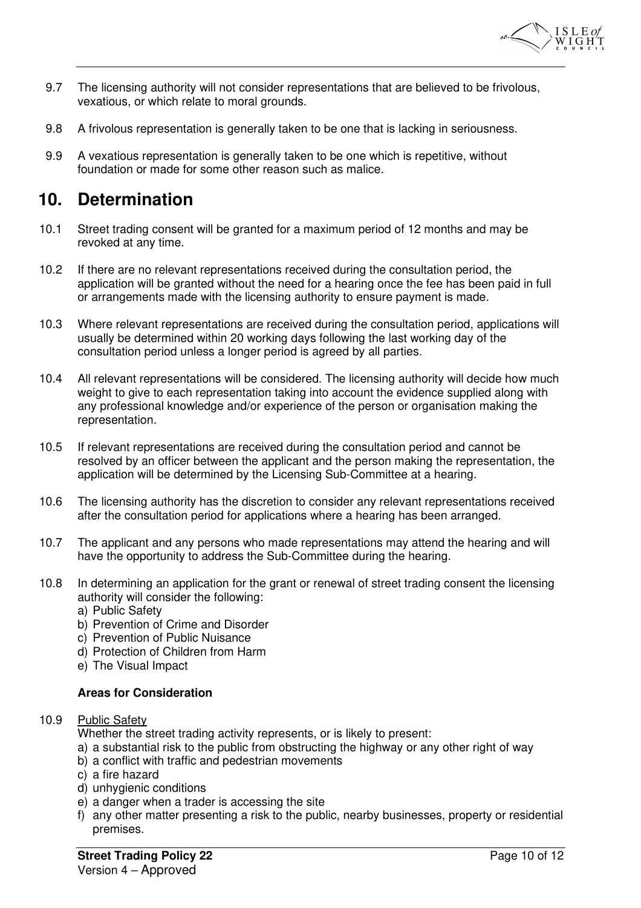9.7 The licensing authority will not consider representations that are believed to be frivolous, vexatious, or which relate to moral grounds.

9.8 A frivolous representation is generally taken to be one that is lacking in seriousness.

9.9 A vexatious representation is generally taken to be one which is repetitive, without foundation or made for some other reason such as malice.

# 10. Determination

10.1 Street trading consent will be granted for a maximum period of 12 months and may be revoked at any time.

10.2 If there are no relevant representations received during the consultation period, the application will be granted without the need for a hearing once the fee has been paid in full or arrangements made with the licensing authority to ensure payment is made.

10.3 Where relevant representations are received during the consultation period, applications will usually be determined within 20 working days following the last working day of the consultation period unless a longer period is agreed by all parties.

10.4 All relevant representations will be considered. The licensing authority will decide how much weight to give to each representation taking into account the evidence supplied along with any professional knowledge and/or experience of the person or organisation making the representation.

10.5 If relevant representations are received during the consultation period and cannot be resolved by an officer between the applicant and the person making the representation, the application will be determined by the Licensing Sub-Committee at a hearing.

10.6 The licensing authority has the discretion to consider any relevant representations received after the consultation period for applications where a hearing has been arranged.

10.7 The applicant and any persons who made representations may attend the hearing and will have the opportunity to address the Sub-Committee during the hearing.

10.8 In determining an application for the grant or renewal of street trading consent the licensing authority will consider the following:

a) Public Safety
b) Prevention of Crime and Disorder
c) Prevention of Public Nuisance
d) Protection of Children from Harm
e) The Visual Impact

**Areas for Consideration**

10.9 Public Safety

Whether the street trading activity represents, or is likely to present:

a) a substantial risk to the public from obstructing the highway or any other right of way
b) a conflict with traffic and pedestrian movements
c) a fire hazard
d) unhygienic conditions
e) a danger when a trader is accessing the site
f) any other matter presenting a risk to the public, nearby businesses, property or residential premises.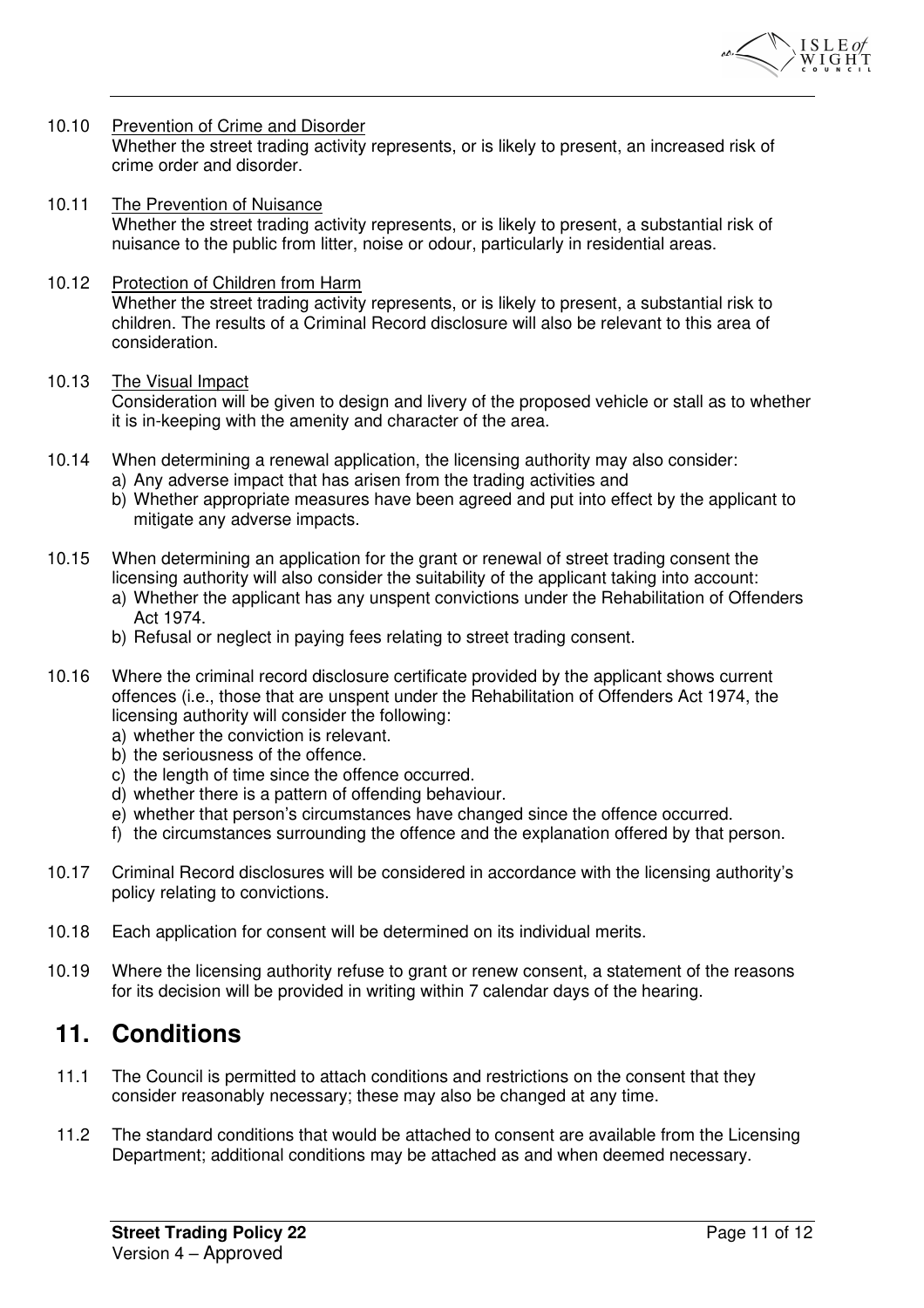10.10 Prevention of Crime and Disorder
Whether the street trading activity represents, or is likely to present, an increased risk of crime order and disorder.

10.11 The Prevention of Nuisance
Whether the street trading activity represents, or is likely to present, a substantial risk of nuisance to the public from litter, noise or odour, particularly in residential areas.

10.12 Protection of Children from Harm
Whether the street trading activity represents, or is likely to present, a substantial risk to children. The results of a Criminal Record disclosure will also be relevant to this area of consideration.

10.13 The Visual Impact
Consideration will be given to design and livery of the proposed vehicle or stall as to whether it is in-keeping with the amenity and character of the area.

10.14 When determining a renewal application, the licensing authority may also consider:

a) Any adverse impact that has arisen from the trading activities and
b) Whether appropriate measures have been agreed and put into effect by the applicant to mitigate any adverse impacts.

10.15 When determining an application for the grant or renewal of street trading consent the licensing authority will also consider the suitability of the applicant taking into account:

a) Whether the applicant has any unspent convictions under the Rehabilitation of Offenders Act 1974.
b) Refusal or neglect in paying fees relating to street trading consent.

10.16 Where the criminal record disclosure certificate provided by the applicant shows current offences (i.e., those that are unspent under the Rehabilitation of Offenders Act 1974, the licensing authority will consider the following:

a) whether the conviction is relevant.
b) the seriousness of the offence.
c) the length of time since the offence occurred.
d) whether there is a pattern of offending behaviour.
e) whether that person's circumstances have changed since the offence occurred.
f) the circumstances surrounding the offence and the explanation offered by that person.

10.17 Criminal Record disclosures will be considered in accordance with the licensing authority's policy relating to convictions.

10.18 Each application for consent will be determined on its individual merits.

10.19 Where the licensing authority refuse to grant or renew consent, a statement of the reasons for its decision will be provided in writing within 7 calendar days of the hearing.

# 11. Conditions

11.1 The Council is permitted to attach conditions and restrictions on the consent that they consider reasonably necessary; these may also be changed at any time.

11.2 The standard conditions that would be attached to consent are available from the Licensing Department; additional conditions may be attached as and when deemed necessary.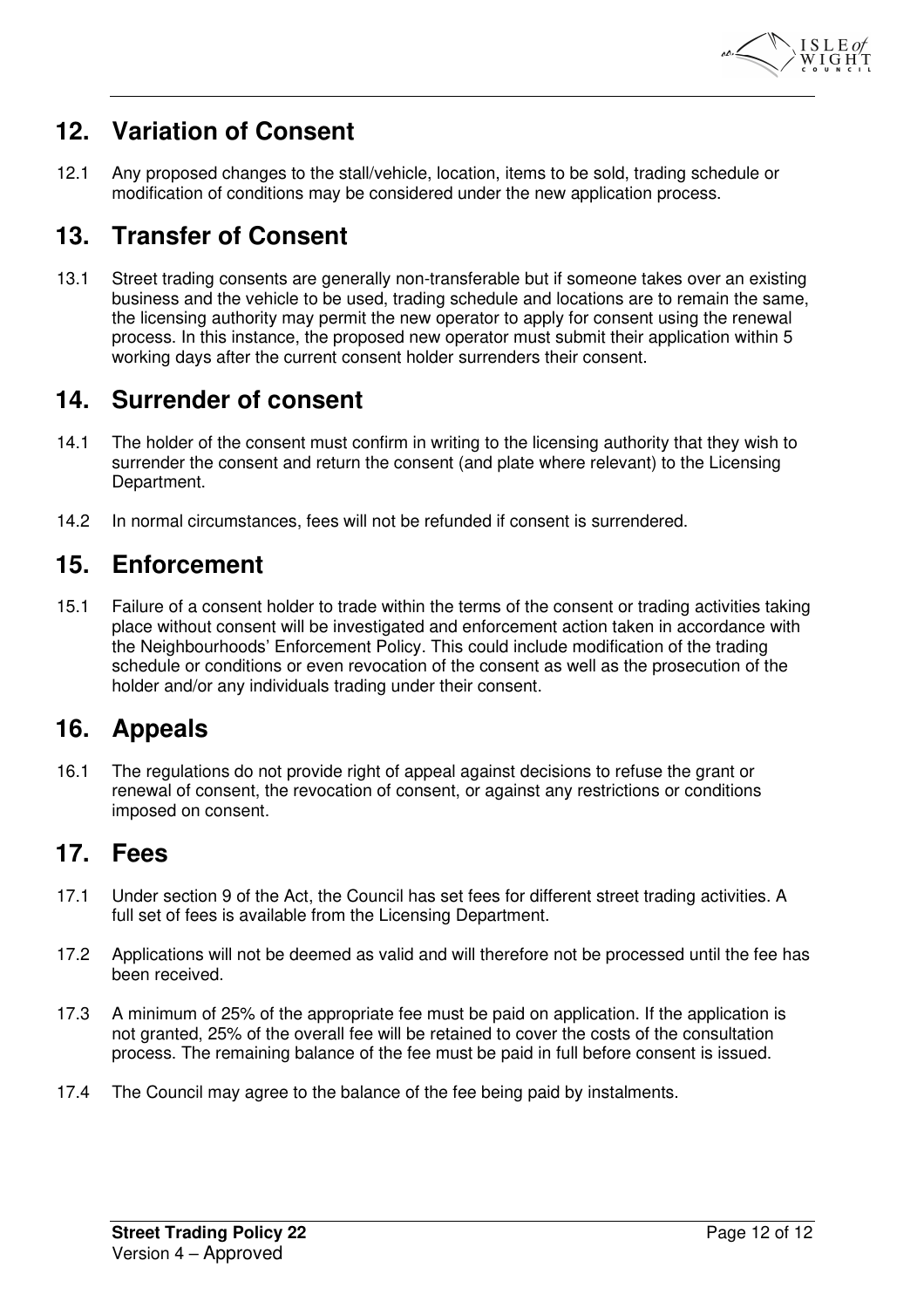## 12. Variation of Consent

12.1 Any proposed changes to the stall/vehicle, location, items to be sold, trading schedule or modification of conditions may be considered under the new application process.

## 13. Transfer of Consent

13.1 Street trading consents are generally non-transferable but if someone takes over an existing business and the vehicle to be used, trading schedule and locations are to remain the same, the licensing authority may permit the new operator to apply for consent using the renewal process. In this instance, the proposed new operator must submit their application within 5 working days after the current consent holder surrenders their consent.

## 14. Surrender of consent

14.1 The holder of the consent must confirm in writing to the licensing authority that they wish to surrender the consent and return the consent (and plate where relevant) to the Licensing Department.

14.2 In normal circumstances, fees will not be refunded if consent is surrendered.

## 15. Enforcement

15.1 Failure of a consent holder to trade within the terms of the consent or trading activities taking place without consent will be investigated and enforcement action taken in accordance with the Neighbourhoods' Enforcement Policy. This could include modification of the trading schedule or conditions or even revocation of the consent as well as the prosecution of the holder and/or any individuals trading under their consent.

## 16. Appeals

16.1 The regulations do not provide right of appeal against decisions to refuse the grant or renewal of consent, the revocation of consent, or against any restrictions or conditions imposed on consent.

## 17. Fees

17.1 Under section 9 of the Act, the Council has set fees for different street trading activities. A full set of fees is available from the Licensing Department.

17.2 Applications will not be deemed as valid and will therefore not be processed until the fee has been received.

17.3 A minimum of 25% of the appropriate fee must be paid on application. If the application is not granted, 25% of the overall fee will be retained to cover the costs of the consultation process. The remaining balance of the fee must be paid in full before consent is issued.

17.4 The Council may agree to the balance of the fee being paid by instalments.